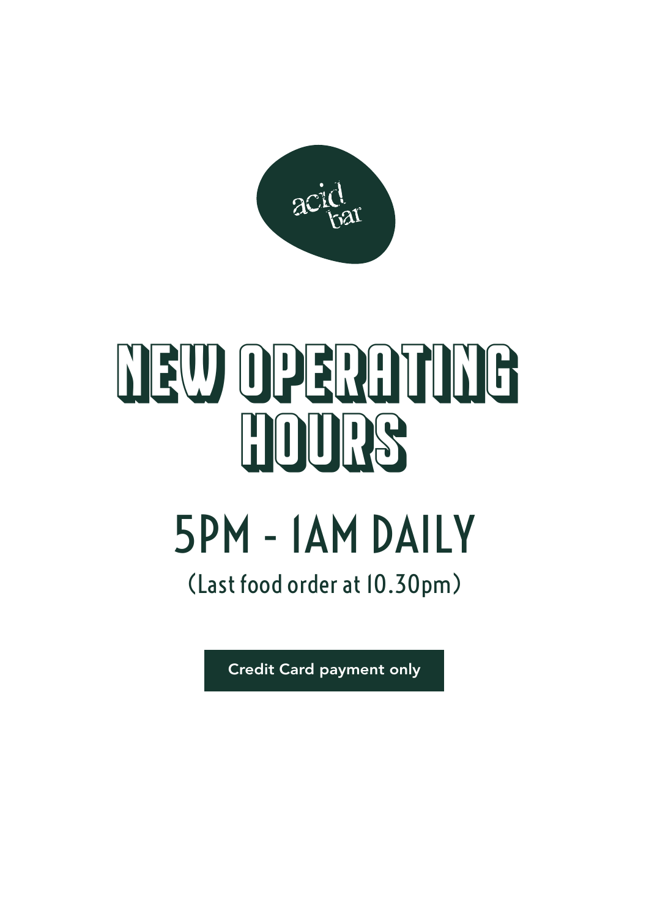acid bar

# NEW OPERATING HOURS

## 5PM - 1AM DAILY

(Last food order at 10.30pm)

**Credit Card payment only**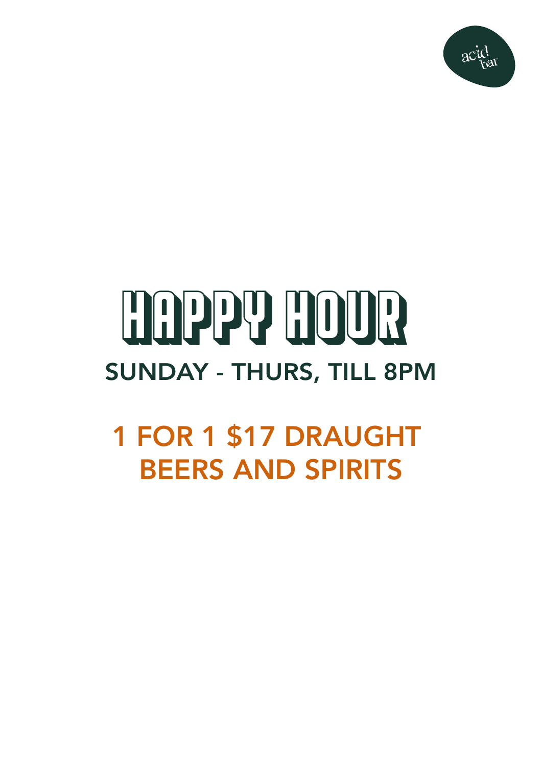acid bar

# HAPPY HOUR

## SUNDAY - THURS, TILL 8PM

## 1 FOR 1 $17 DRAUGHT BEERS AND SPIRITS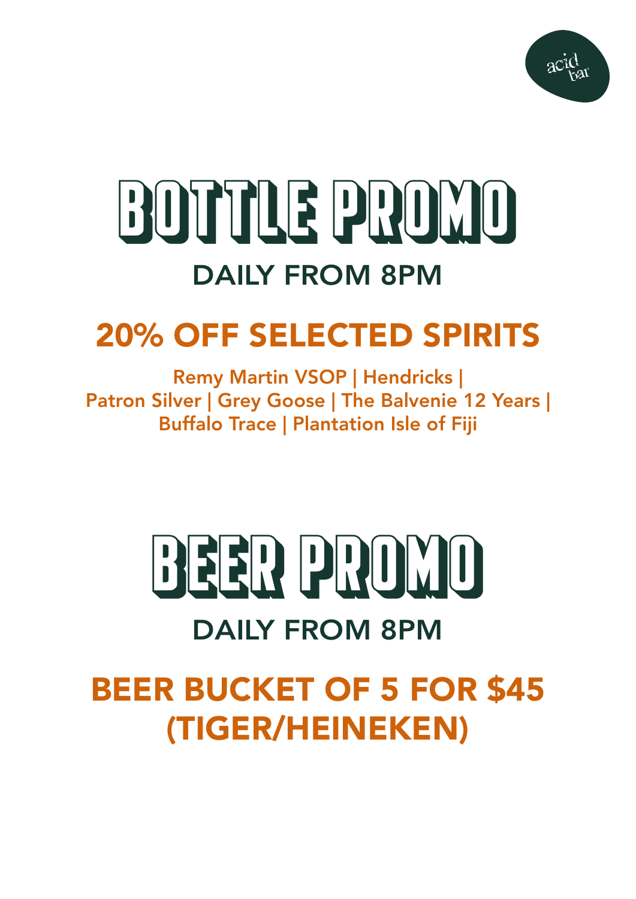acid bar

# BOTTLE PROMO

## DAILY FROM 8PM

## 20% OFF SELECTED SPIRITS

Remy Martin VSOP | Hendricks |
Patron Silver | Grey Goose | The Balvenie 12 Years |
Buffalo Trace | Plantation Isle of Fiji

# BEER PROMO

## DAILY FROM 8PM

## BEER BUCKET OF 5 FOR $45 (TIGER/HEINEKEN)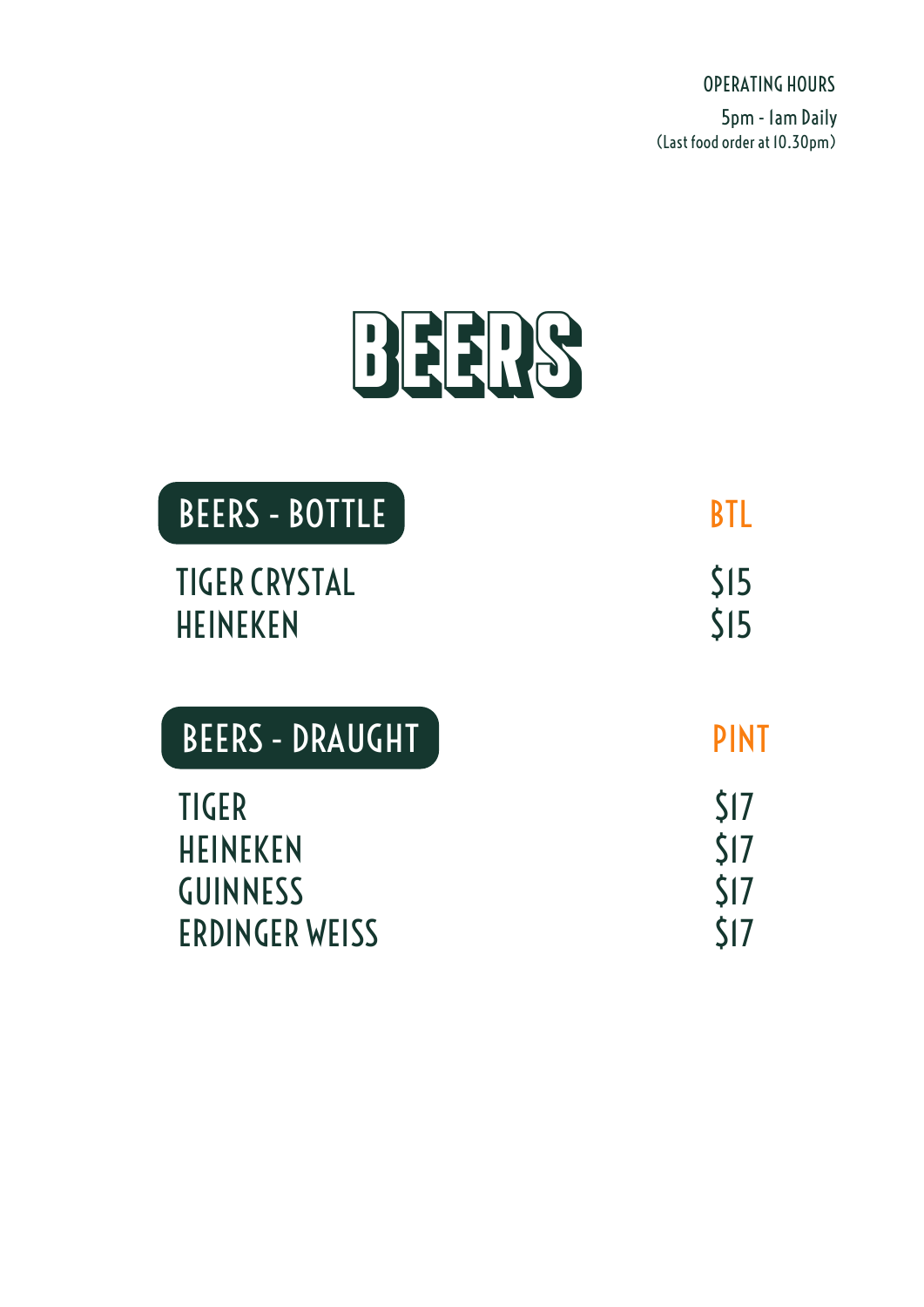OPERATING HOURS

5pm - 1am Daily
(Last food order at 10.30pm)

# BEERS

| BEERS - BOTTLE | BTL |
|---|---|
| TIGER CRYSTAL | $15 |
| HEINEKEN | $15 |

| BEERS - DRAUGHT | PINT |
|---|---|
| TIGER | $17 |
| HEINEKEN | $17 |
| GUINNESS | $17 |
| ERDINGER WEISS | $17 |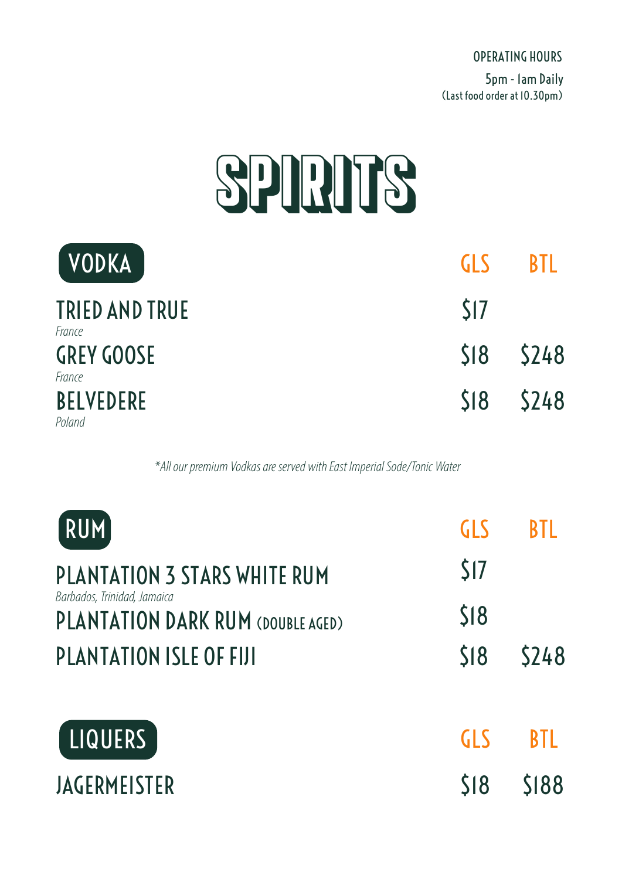OPERATING HOURS

5pm - 1am Daily
(Last food order at 10.30pm)

# SPIRITS

## VODKA

| | GLS | BTL |
|---|---|---|
| **TRIED AND TRUE** *France* | $17 | |
| **GREY GOOSE** *France* | $18 | $248 |
| **BELVEDERE** *Poland* | $18 | $248 |

*\*All our premium Vodkas are served with East Imperial Sode/Tonic Water*

## RUM

| | GLS | BTL |
|---|---|---|
| **PLANTATION 3 STARS WHITE RUM** *Barbados, Trinidad, Jamaica* | $17 | |
| **PLANTATION DARK RUM** (DOUBLE AGED) | $18 | |
| **PLANTATION ISLE OF FIJI** | $18 | $248 |

## LIQUERS

| | GLS | BTL |
|---|---|---|
| **JAGERMEISTER** | $18 | $188 |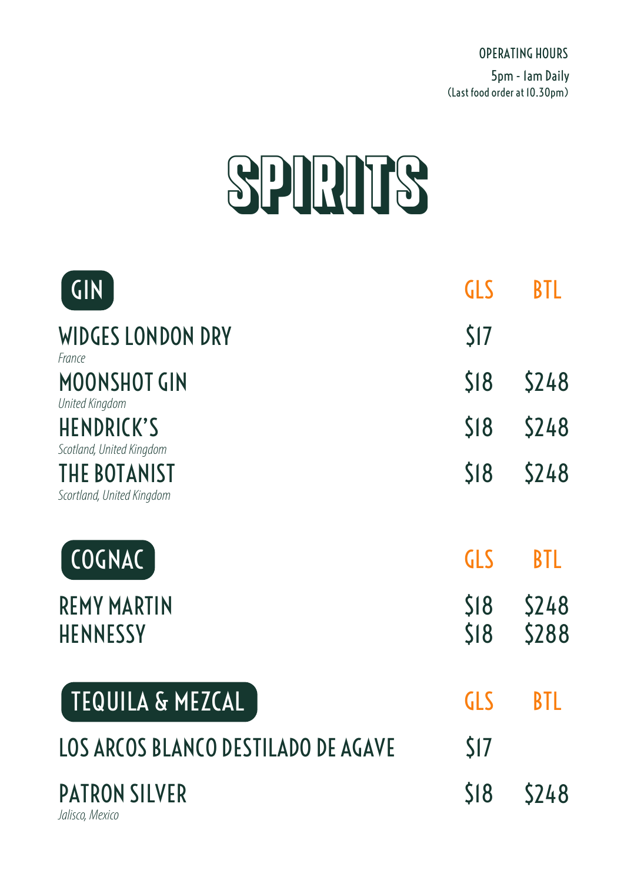OPERATING HOURS

5pm - 1am Daily
(Last food order at 10.30pm)

# SPIRITS

## GIN

| | GLS | BTL |
|---|---|---|
| **WIDGES LONDON DRY**<br>*France* | $17 | |
| **MOONSHOT GIN**<br>*United Kingdom* | $18 | $248 |
| **HENDRICK'S**<br>*Scotland, United Kingdom* | $18 | $248 |
| **THE BOTANIST**<br>*Scortland, United Kingdom* | $18 | $248 |

## COGNAC

| | GLS | BTL |
|---|---|---|
| **REMY MARTIN** | $18 | $248 |
| **HENNESSY** | $18 | $288 |

## TEQUILA & MEZCAL

| | GLS | BTL |
|---|---|---|
| **LOS ARCOS BLANCO DESTILADO DE AGAVE** | $17 | |
| **PATRON SILVER**<br>*Jalisco, Mexico* | $18 | $248 |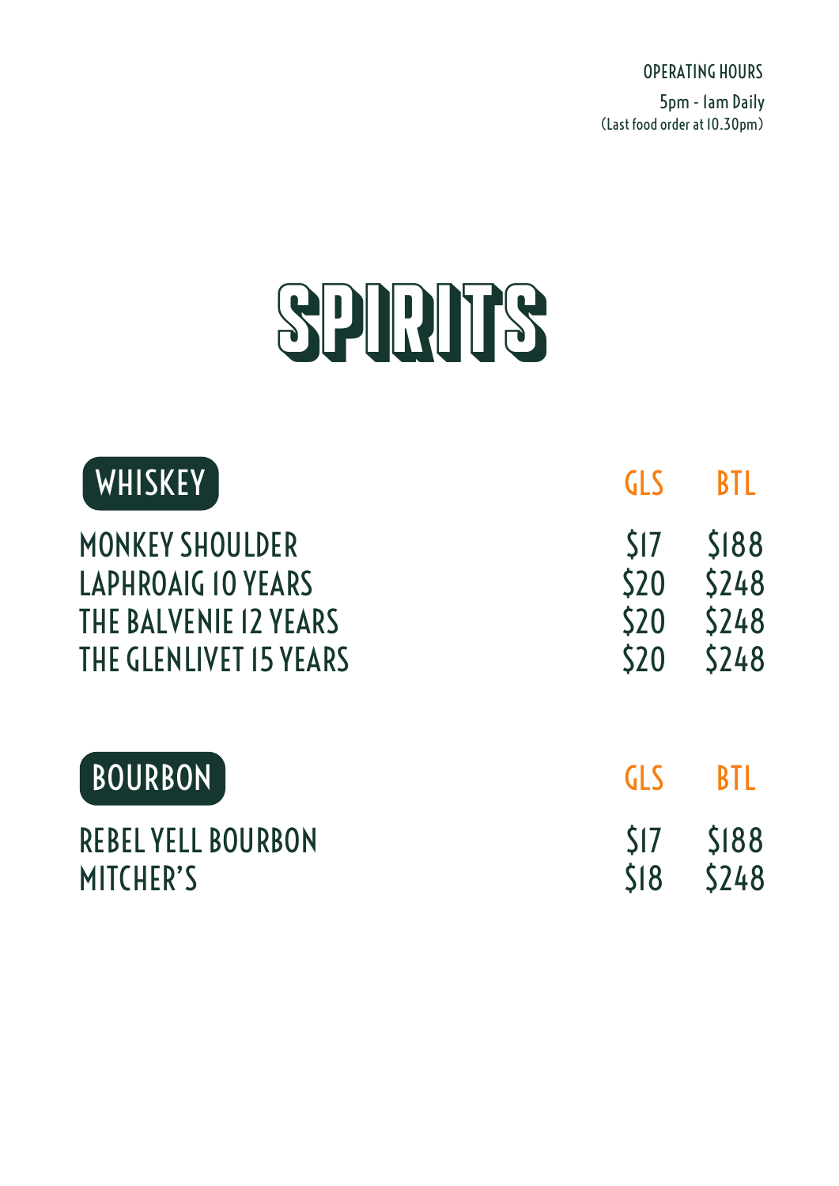OPERATING HOURS

5pm - 1am Daily
(Last food order at 10.30pm)

# SPIRITS

| WHISKEY | GLS | BTL |
| --- | --- | --- |
| MONKEY SHOULDER | $17 | $188 |
| LAPHROAIG 10 YEARS | $20 | $248 |
| THE BALVENIE 12 YEARS | $20 | $248 |
| THE GLENLIVET 15 YEARS | $20 | $248 |

| BOURBON | GLS | BTL |
| --- | --- | --- |
| REBEL YELL BOURBON | $17 | $188 |
| MITCHER'S | $18 | $248 |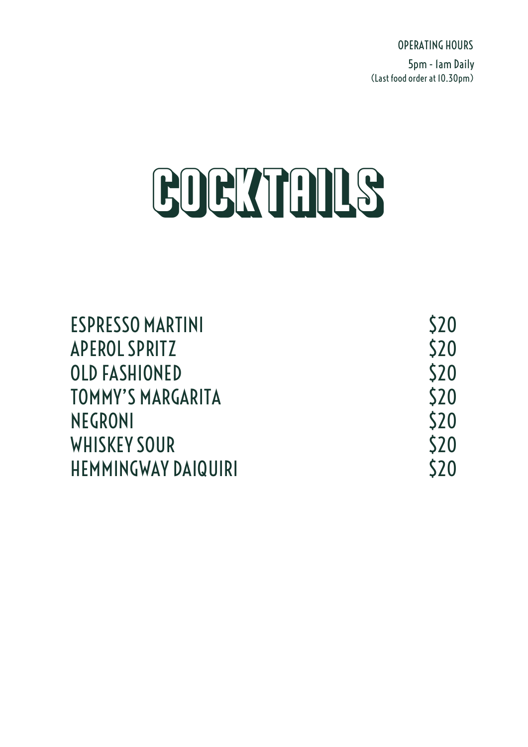OPERATING HOURS

5pm - 1am Daily
(Last food order at 10.30pm)

# COCKTAILS

| | |
|---|---|
| ESPRESSO MARTINI | $20 |
| APEROL SPRITZ | $20 |
| OLD FASHIONED | $20 |
| TOMMY'S MARGARITA | $20 |
| NEGRONI | $20 |
| WHISKEY SOUR | $20 |
| HEMMINGWAY DAIQUIRI | $20 |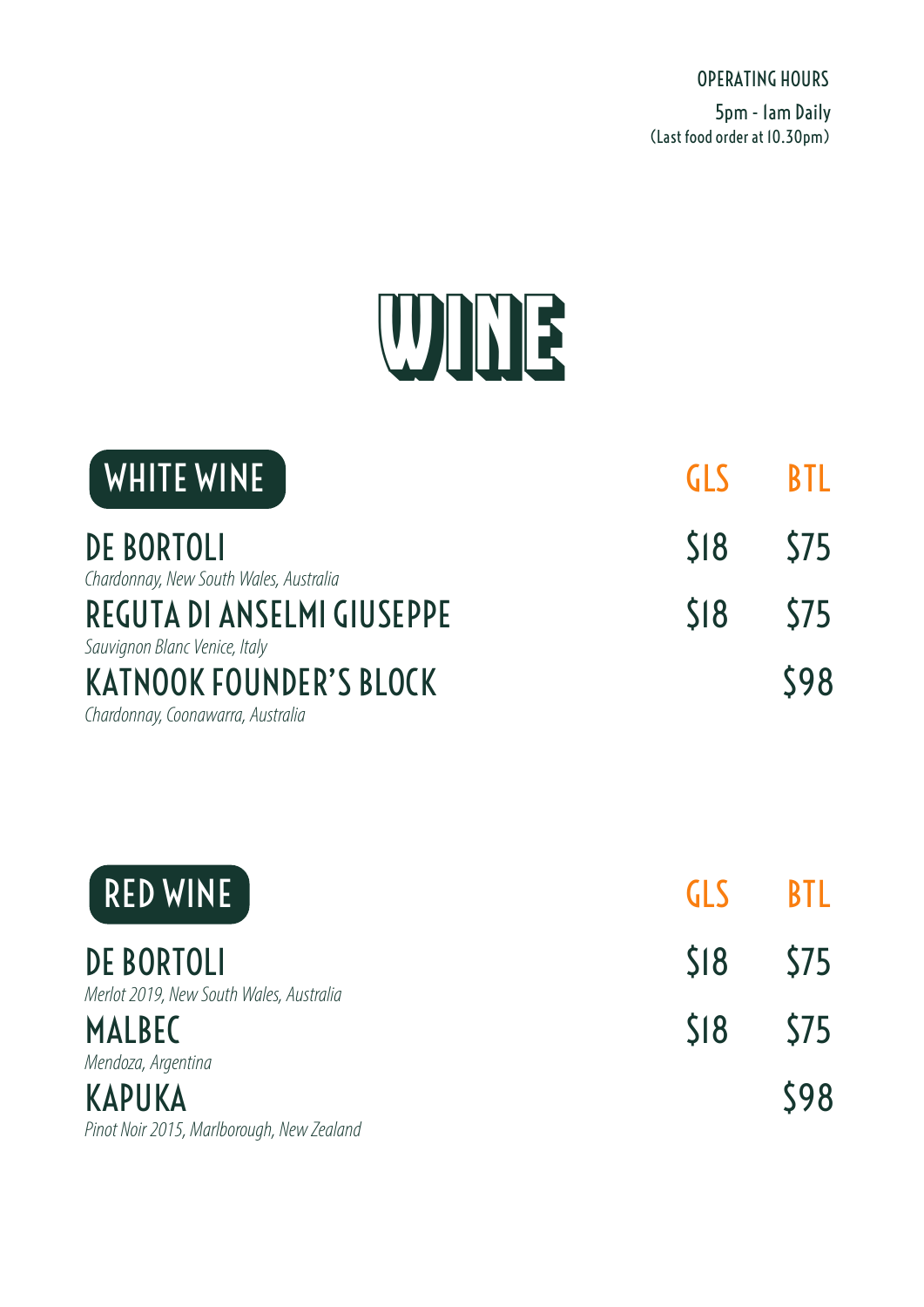OPERATING HOURS

5pm - 1am Daily
(Last food order at 10.30pm)

# WINE

## WHITE WINE

| | GLS | BTL |
|---|---|---|
| **DE BORTOLI**<br>*Chardonnay, New South Wales, Australia* | $18 | $75 |
| **REGUTA DI ANSELMI GIUSEPPE**<br>*Sauvignon Blanc Venice, Italy* | $18 | $75 |
| **KATNOOK FOUNDER'S BLOCK**<br>*Chardonnay, Coonawarra, Australia* | | $98 |

## RED WINE

| | GLS | BTL |
|---|---|---|
| **DE BORTOLI**<br>*Merlot 2019, New South Wales, Australia* | $18 | $75 |
| **MALBEC**<br>*Mendoza, Argentina* | $18 | $75 |
| **KAPUKA**<br>*Pinot Noir 2015, Marlborough, New Zealand* | | $98 |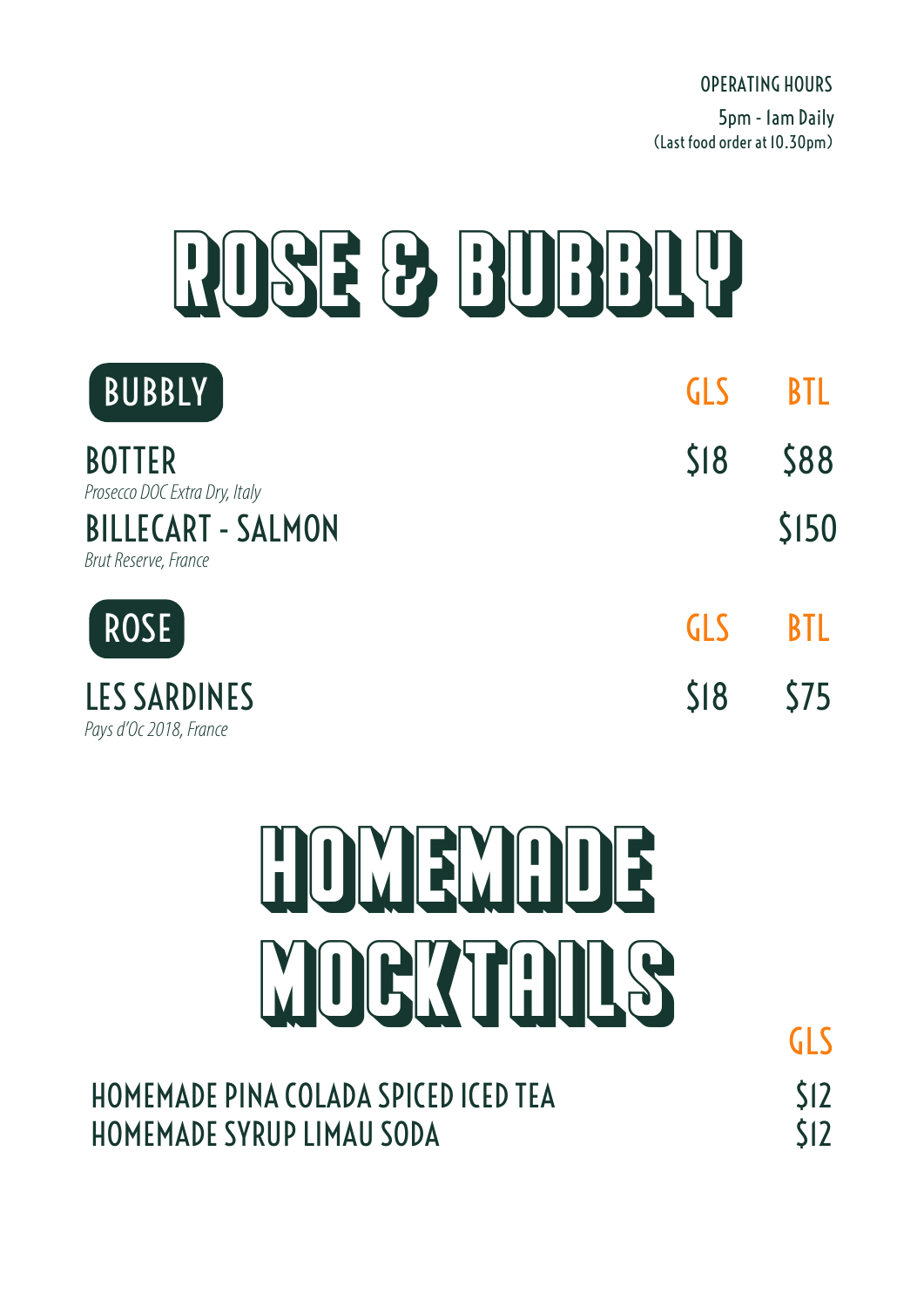OPERATING HOURS

5pm - 1am Daily
(Last food order at 10.30pm)

# ROSE & BUBBLY

| BUBBLY | GLS | BTL |
| --- | --- | --- |
| **BOTTER**<br>*Prosecco DOC Extra Dry, Italy* | $18 | $88 |
| **BILLECART - SALMON**<br>*Brut Reserve, France* | | $150 |

| ROSE | GLS | BTL |
| --- | --- | --- |
| **LES SARDINES**<br>*Pays d'Oc 2018, France* | $18 | $75 |

# HOMEMADE MOCKTAILS

| | GLS |
| --- | --- |
| HOMEMADE PINA COLADA SPICED ICED TEA | $12 |
| HOMEMADE SYRUP LIMAU SODA | $12 |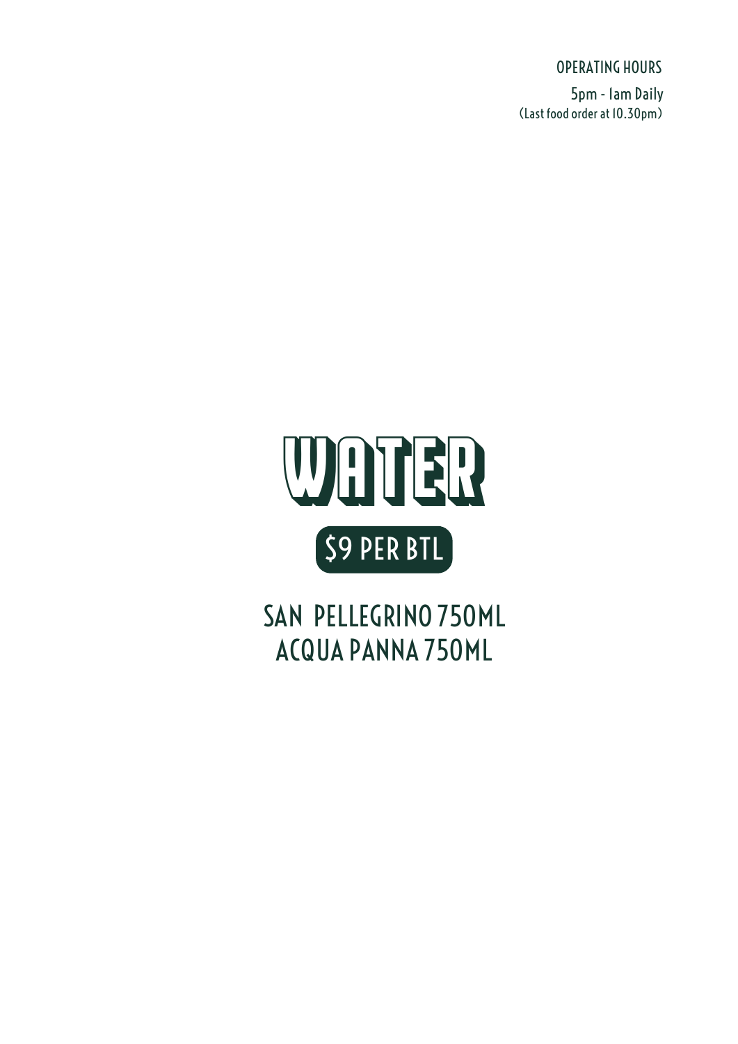OPERATING HOURS

5pm - 1am Daily
(Last food order at 10.30pm)

# WATER

$9 PER BTL

SAN PELLEGRINO 750ML
ACQUA PANNA 750ML